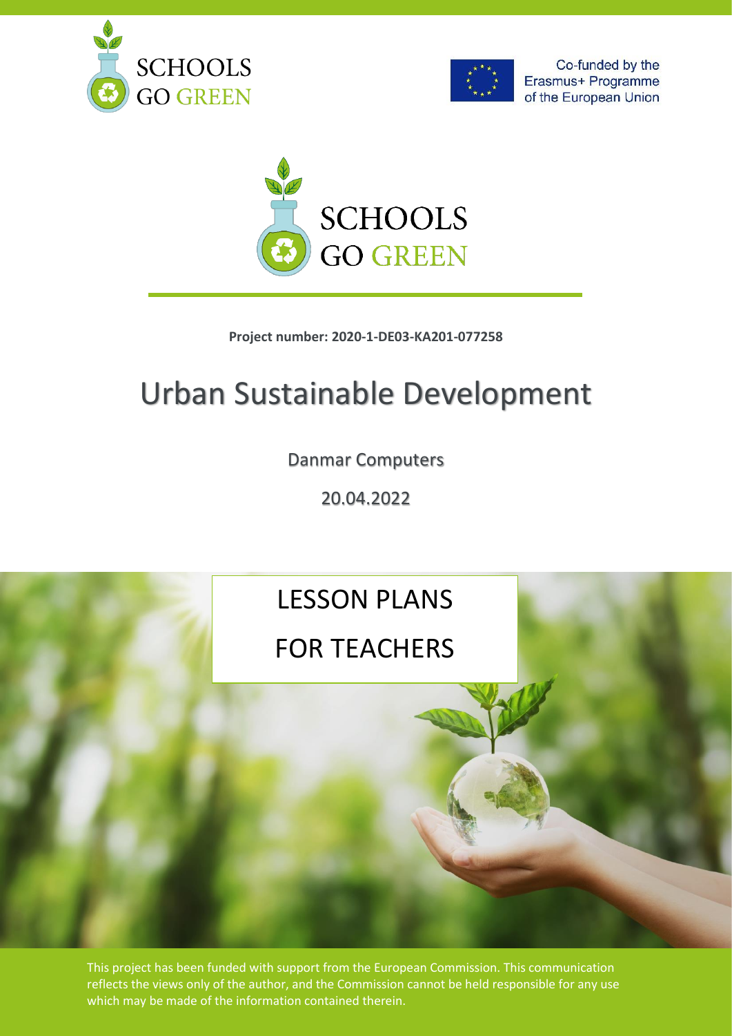SCHOOLS GO GREEN

Co-funded by the Erasmus+ Programme of the European Union

SCHOOLS GO GREEN

**Project number: 2020-1-DE03-KA201-077258**

# Urban Sustainable Development

Danmar Computers

20.04.2022

LESSON PLANS

FOR TEACHERS

This project has been funded with support from the European Commission. This communication reflects the views only of the author, and the Commission cannot be held responsible for any use which may be made of the information contained therein.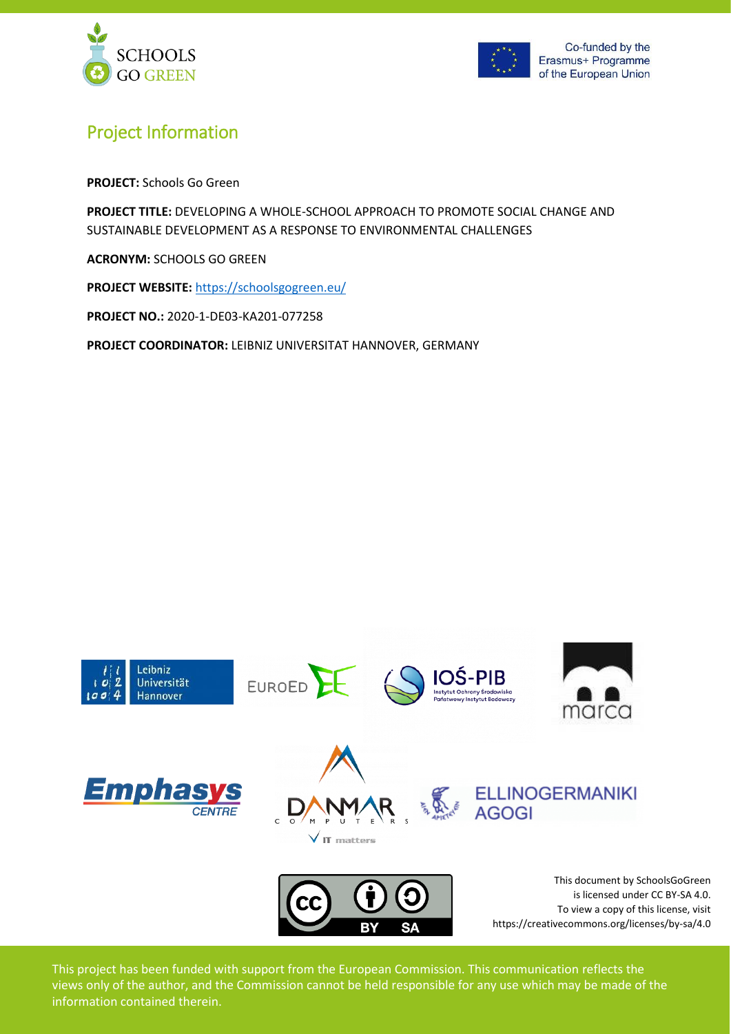## Project Information

**PROJECT:** Schools Go Green

**PROJECT TITLE:** DEVELOPING A WHOLE-SCHOOL APPROACH TO PROMOTE SOCIAL CHANGE AND SUSTAINABLE DEVELOPMENT AS A RESPONSE TO ENVIRONMENTAL CHALLENGES

**ACRONYM:** SCHOOLS GO GREEN

**PROJECT WEBSITE:** https://schoolsgogreen.eu/

**PROJECT NO.:** 2020-1-DE03-KA201-077258

**PROJECT COORDINATOR:** LEIBNIZ UNIVERSITAT HANNOVER, GERMANY

This document by SchoolsGoGreen is licensed under CC BY-SA 4.0. To view a copy of this license, visit https://creativecommons.org/licenses/by-sa/4.0

This project has been funded with support from the European Commission. This communication reflects the views only of the author, and the Commission cannot be held responsible for any use which may be made of the information contained therein.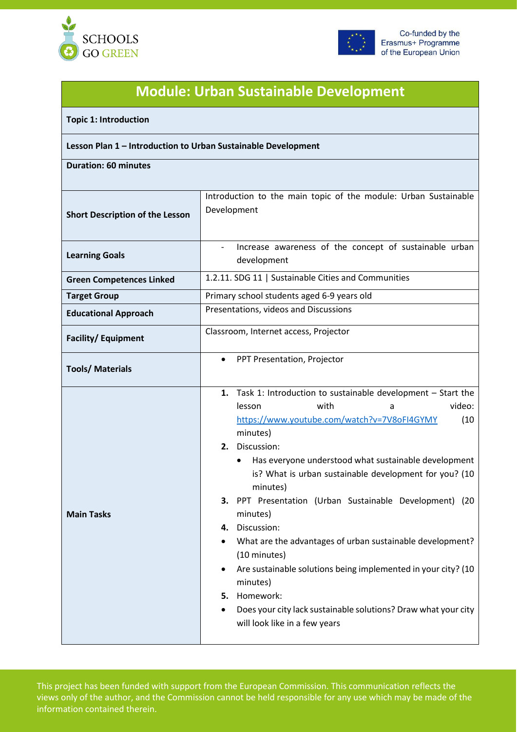# Module: Urban Sustainable Development

**Topic 1: Introduction**

**Lesson Plan 1 – Introduction to Urban Sustainable Development**

**Duration: 60 minutes**

| | |
|---|---|
| **Short Description of the Lesson** | Introduction to the main topic of the module: Urban Sustainable Development |
| **Learning Goals** | - Increase awareness of the concept of sustainable urban development |
| **Green Competences Linked** | 1.2.11. SDG 11 \| Sustainable Cities and Communities |
| **Target Group** | Primary school students aged 6-9 years old |
| **Educational Approach** | Presentations, videos and Discussions |
| **Facility/ Equipment** | Classroom, Internet access, Projector |
| **Tools/ Materials** | • PPT Presentation, Projector |
| **Main Tasks** | **1.** Task 1: Introduction to sustainable development – Start the lesson with a video: https://www.youtube.com/watch?v=7V8oFI4GYMY (10 minutes)<br>**2.** Discussion:<br>• Has everyone understood what sustainable development is? What is urban sustainable development for you? (10 minutes)<br>**3.** PPT Presentation (Urban Sustainable Development) (20 minutes)<br>**4.** Discussion:<br>• What are the advantages of urban sustainable development? (10 minutes)<br>• Are sustainable solutions being implemented in your city? (10 minutes)<br>**5.** Homework:<br>• Does your city lack sustainable solutions? Draw what your city will look like in a few years |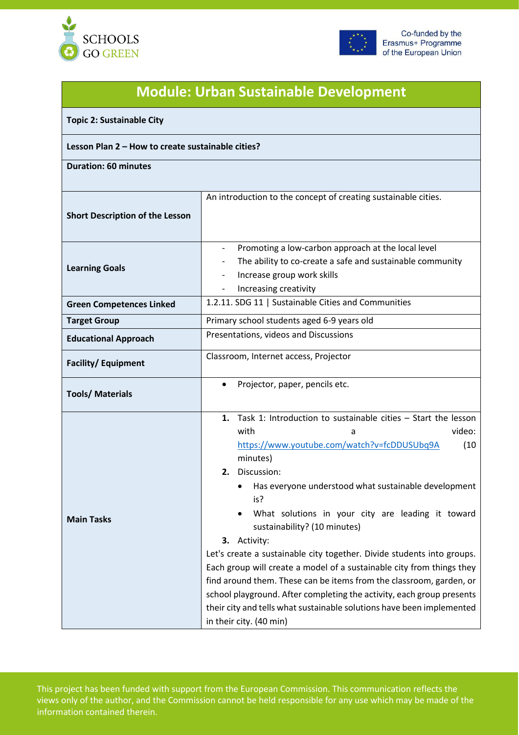# Module: Urban Sustainable Development

**Topic 2: Sustainable City**

**Lesson Plan 2 – How to create sustainable cities?**

**Duration: 60 minutes**

| | |
|---|---|
| **Short Description of the Lesson** | An introduction to the concept of creating sustainable cities. |
| **Learning Goals** | - Promoting a low-carbon approach at the local level<br>- The ability to co-create a safe and sustainable community<br>- Increase group work skills<br>- Increasing creativity |
| **Green Competences Linked** | 1.2.11. SDG 11 \| Sustainable Cities and Communities |
| **Target Group** | Primary school students aged 6-9 years old |
| **Educational Approach** | Presentations, videos and Discussions |
| **Facility/ Equipment** | Classroom, Internet access, Projector |
| **Tools/ Materials** | • Projector, paper, pencils etc. |
| **Main Tasks** | **1.** Task 1: Introduction to sustainable cities – Start the lesson with a video: https://www.youtube.com/watch?v=fcDDUSUbq9A (10 minutes)<br>**2.** Discussion:<br>• Has everyone understood what sustainable development is?<br>• What solutions in your city are leading it toward sustainability? (10 minutes)<br>**3.** Activity:<br>Let's create a sustainable city together. Divide students into groups. Each group will create a model of a sustainable city from things they find around them. These can be items from the classroom, garden, or school playground. After completing the activity, each group presents their city and tells what sustainable solutions have been implemented in their city. (40 min) |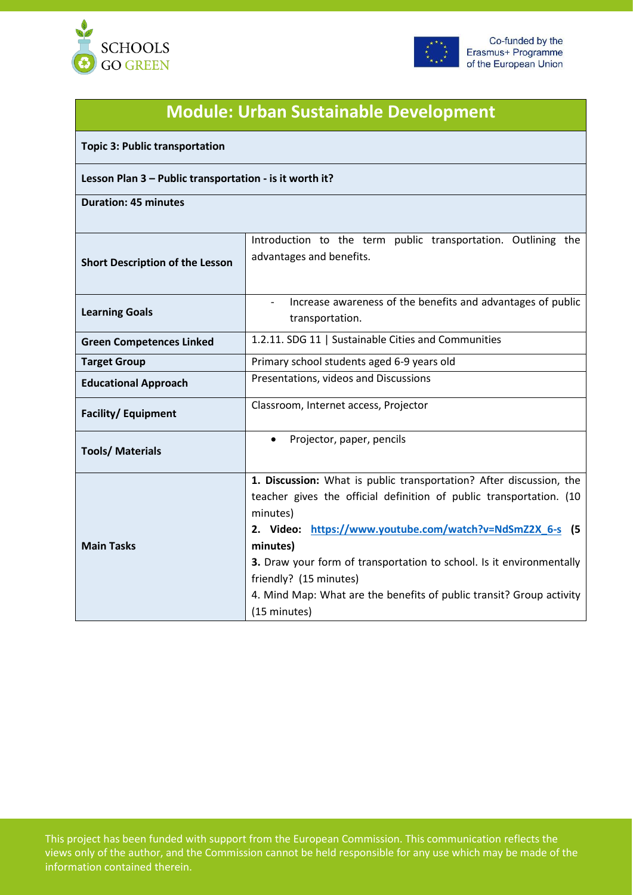# Module: Urban Sustainable Development

**Topic 3: Public transportation**

**Lesson Plan 3 – Public transportation - is it worth it?**

**Duration: 45 minutes**

| | |
|---|---|
| **Short Description of the Lesson** | Introduction to the term public transportation. Outlining the advantages and benefits. |
| **Learning Goals** | - Increase awareness of the benefits and advantages of public transportation. |
| **Green Competences Linked** | 1.2.11. SDG 11 \| Sustainable Cities and Communities |
| **Target Group** | Primary school students aged 6-9 years old |
| **Educational Approach** | Presentations, videos and Discussions |
| **Facility/ Equipment** | Classroom, Internet access, Projector |
| **Tools/ Materials** | • Projector, paper, pencils |
| **Main Tasks** | **1. Discussion:** What is public transportation? After discussion, the teacher gives the official definition of public transportation. (10 minutes)<br>**2. Video: https://www.youtube.com/watch?v=NdSmZ2X_6-s (5 minutes)**<br>**3.** Draw your form of transportation to school. Is it environmentally friendly? (15 minutes)<br>4. Mind Map: What are the benefits of public transit? Group activity (15 minutes) |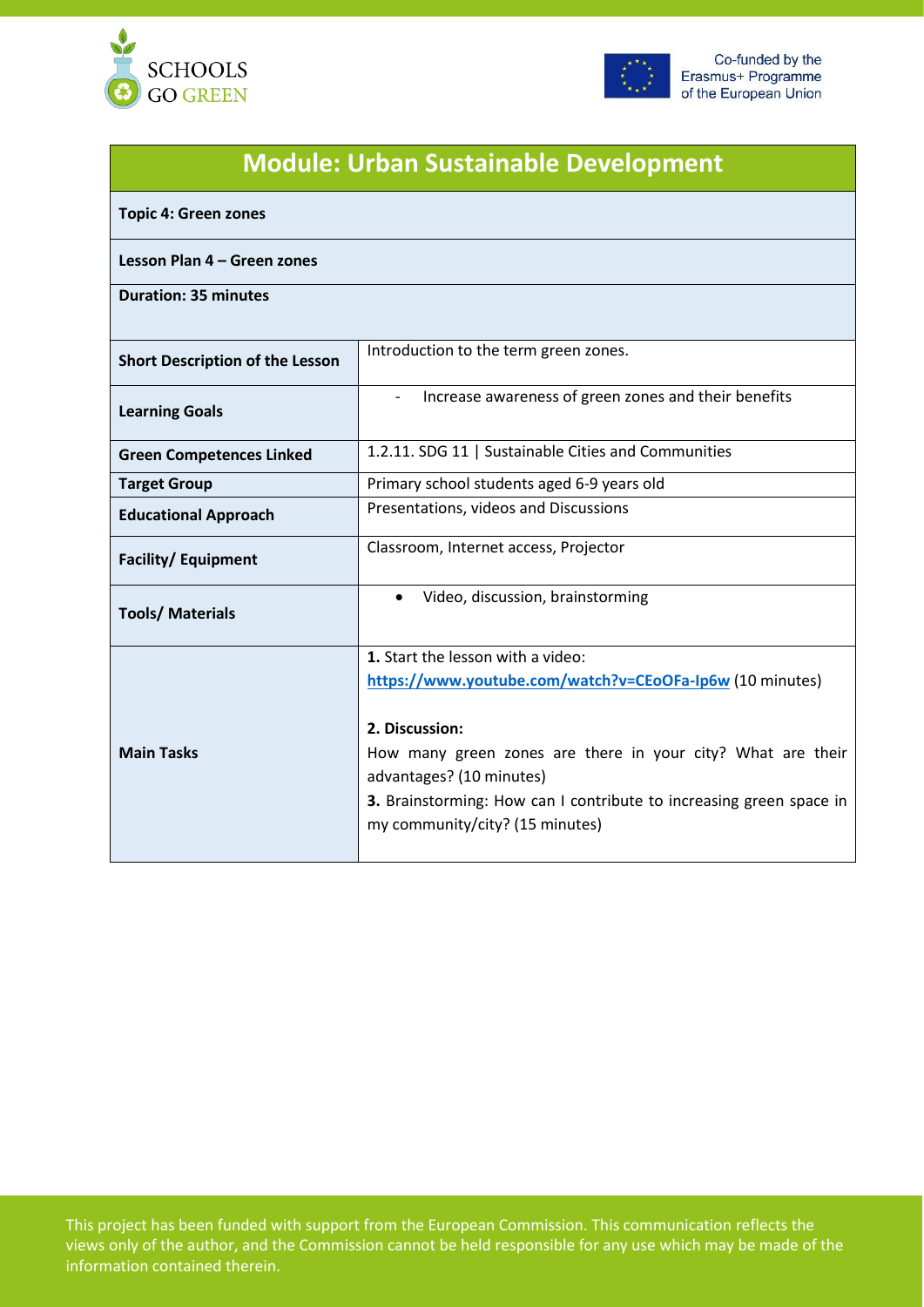# Module: Urban Sustainable Development

**Topic 4: Green zones**

**Lesson Plan 4 – Green zones**

**Duration: 35 minutes**

| | |
|---|---|
| **Short Description of the Lesson** | Introduction to the term green zones. |
| **Learning Goals** | - Increase awareness of green zones and their benefits |
| **Green Competences Linked** | 1.2.11. SDG 11 \| Sustainable Cities and Communities |
| **Target Group** | Primary school students aged 6-9 years old |
| **Educational Approach** | Presentations, videos and Discussions |
| **Facility/ Equipment** | Classroom, Internet access, Projector |
| **Tools/ Materials** | • Video, discussion, brainstorming |
| **Main Tasks** | **1.** Start the lesson with a video: **https://www.youtube.com/watch?v=CEoOFa-Ip6w** (10 minutes)<br><br>**2. Discussion:**<br>How many green zones are there in your city? What are their advantages? (10 minutes)<br>**3.** Brainstorming: How can I contribute to increasing green space in my community/city? (15 minutes) |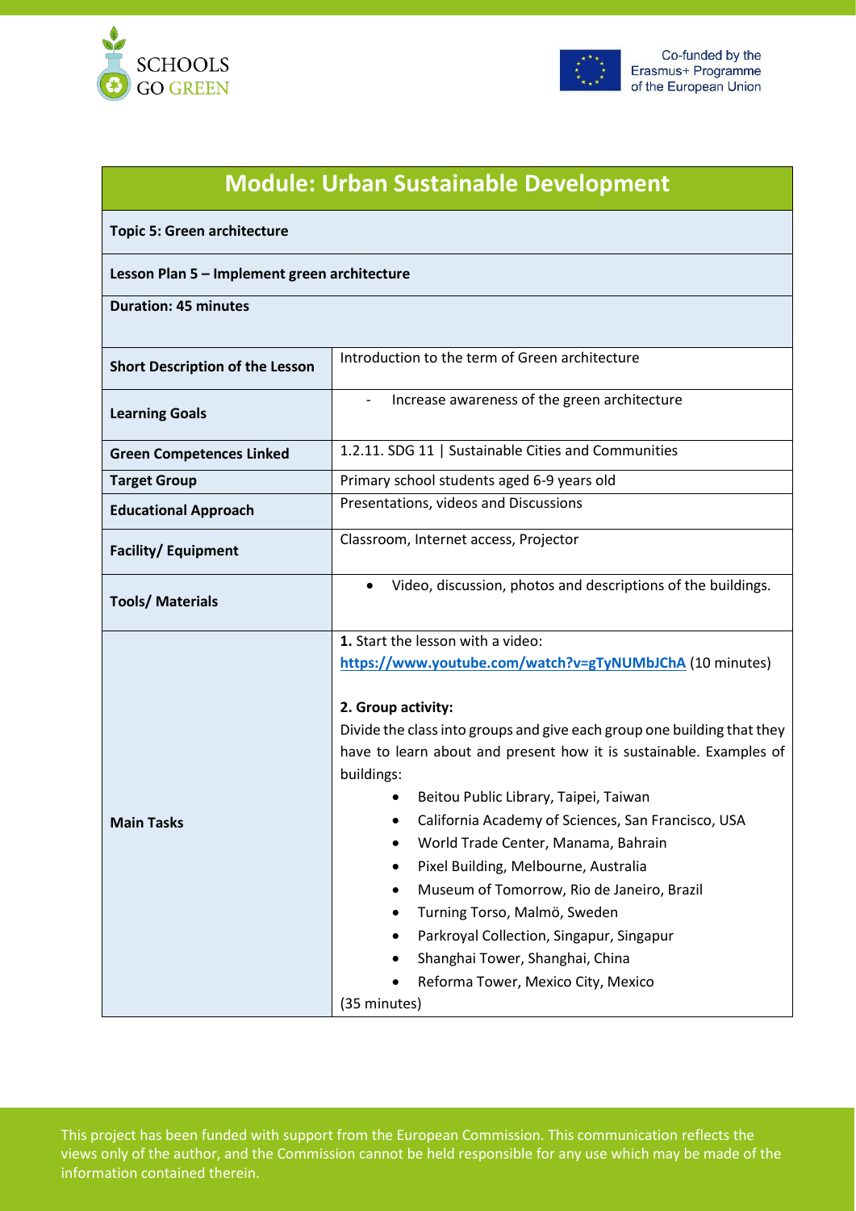## Module: Urban Sustainable Development

| Topic 5: Green architecture | |
|---|---|
| **Lesson Plan 5 – Implement green architecture** | |
| **Duration: 45 minutes** | |
| **Short Description of the Lesson** | Introduction to the term of Green architecture |
| **Learning Goals** | - Increase awareness of the green architecture |
| **Green Competences Linked** | 1.2.11. SDG 11 \| Sustainable Cities and Communities |
| **Target Group** | Primary school students aged 6-9 years old |
| **Educational Approach** | Presentations, videos and Discussions |
| **Facility/ Equipment** | Classroom, Internet access, Projector |
| **Tools/ Materials** | • Video, discussion, photos and descriptions of the buildings. |
| **Main Tasks** | **1.** Start the lesson with a video: https://www.youtube.com/watch?v=gTyNUMbJChA (10 minutes)<br><br>**2. Group activity:**<br>Divide the class into groups and give each group one building that they have to learn about and present how it is sustainable. Examples of buildings:<br>• Beitou Public Library, Taipei, Taiwan<br>• California Academy of Sciences, San Francisco, USA<br>• World Trade Center, Manama, Bahrain<br>• Pixel Building, Melbourne, Australia<br>• Museum of Tomorrow, Rio de Janeiro, Brazil<br>• Turning Torso, Malmö, Sweden<br>• Parkroyal Collection, Singapur, Singapur<br>• Shanghai Tower, Shanghai, China<br>• Reforma Tower, Mexico City, Mexico<br>(35 minutes) |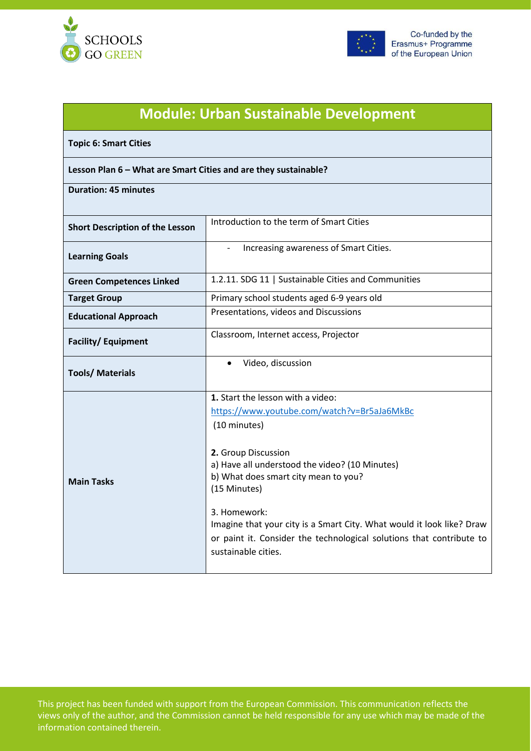# Module: Urban Sustainable Development

**Topic 6: Smart Cities**

**Lesson Plan 6 – What are Smart Cities and are they sustainable?**

**Duration: 45 minutes**

| | |
|---|---|
| **Short Description of the Lesson** | Introduction to the term of Smart Cities |
| **Learning Goals** | - Increasing awareness of Smart Cities. |
| **Green Competences Linked** | 1.2.11. SDG 11 \| Sustainable Cities and Communities |
| **Target Group** | Primary school students aged 6-9 years old |
| **Educational Approach** | Presentations, videos and Discussions |
| **Facility/ Equipment** | Classroom, Internet access, Projector |
| **Tools/ Materials** | • Video, discussion |
| **Main Tasks** | **1.** Start the lesson with a video: https://www.youtube.com/watch?v=Br5aJa6MkBc (10 minutes)<br><br>**2.** Group Discussion<br>a) Have all understood the video? (10 Minutes)<br>b) What does smart city mean to you? (15 Minutes)<br><br>3. Homework:<br>Imagine that your city is a Smart City. What would it look like? Draw or paint it. Consider the technological solutions that contribute to sustainable cities. |